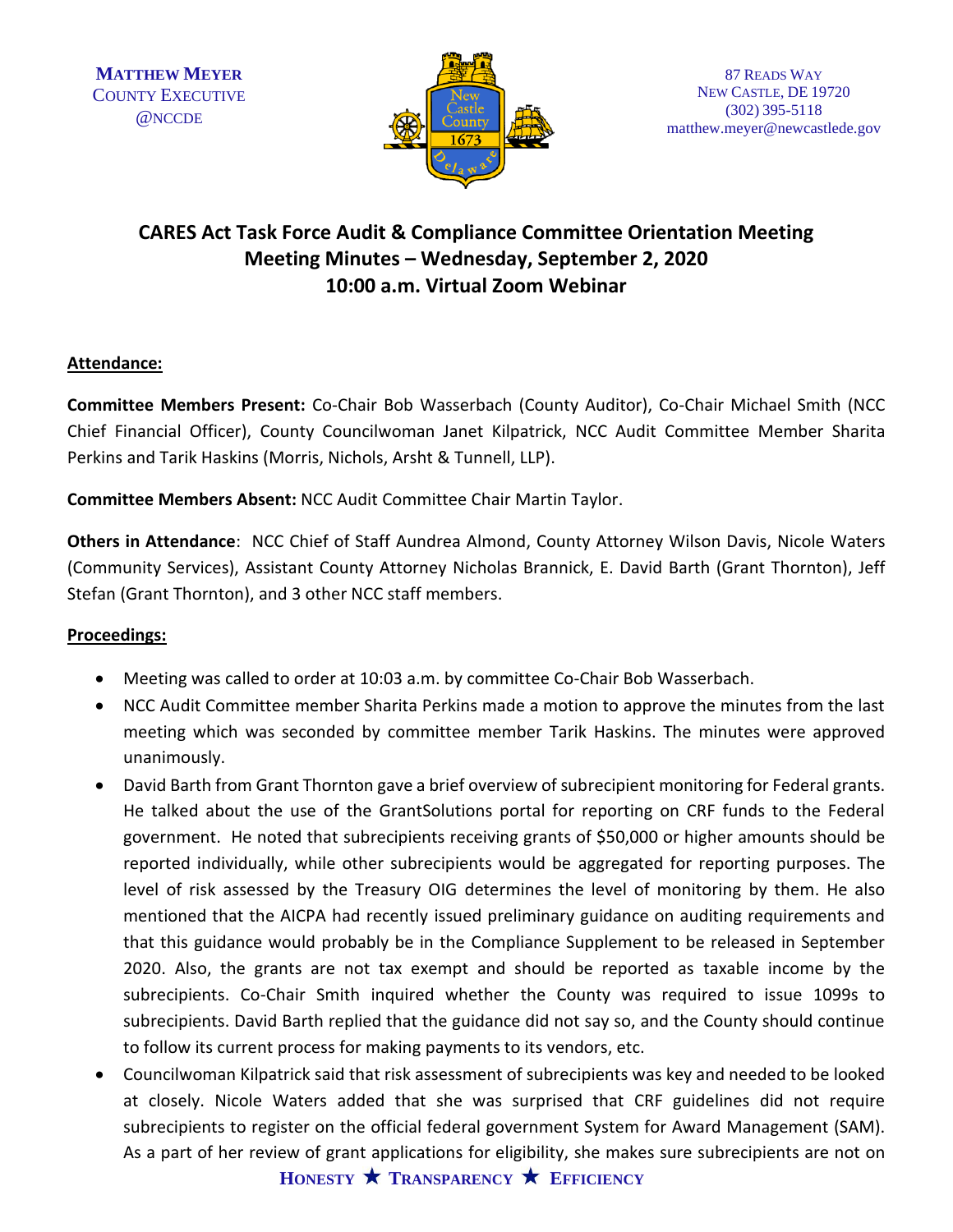MATTHEW MEYER
COUNTY EXECUTIVE
@NCCDE

87 READS WAY
NEW CASTLE, DE 19720
(302) 395-5118
matthew.meyer@newcastlede.gov

# CARES Act Task Force Audit & Compliance Committee Orientation Meeting
## Meeting Minutes – Wednesday, September 2, 2020
## 10:00 a.m. Virtual Zoom Webinar

**Attendance:**

**Committee Members Present:** Co-Chair Bob Wasserbach (County Auditor), Co-Chair Michael Smith (NCC Chief Financial Officer), County Councilwoman Janet Kilpatrick, NCC Audit Committee Member Sharita Perkins and Tarik Haskins (Morris, Nichols, Arsht & Tunnell, LLP).

**Committee Members Absent:** NCC Audit Committee Chair Martin Taylor.

**Others in Attendance**: NCC Chief of Staff Aundrea Almond, County Attorney Wilson Davis, Nicole Waters (Community Services), Assistant County Attorney Nicholas Brannick, E. David Barth (Grant Thornton), Jeff Stefan (Grant Thornton), and 3 other NCC staff members.

**Proceedings:**

- Meeting was called to order at 10:03 a.m. by committee Co-Chair Bob Wasserbach.
- NCC Audit Committee member Sharita Perkins made a motion to approve the minutes from the last meeting which was seconded by committee member Tarik Haskins. The minutes were approved unanimously.
- David Barth from Grant Thornton gave a brief overview of subrecipient monitoring for Federal grants. He talked about the use of the GrantSolutions portal for reporting on CRF funds to the Federal government. He noted that subrecipients receiving grants of $50,000 or higher amounts should be reported individually, while other subrecipients would be aggregated for reporting purposes. The level of risk assessed by the Treasury OIG determines the level of monitoring by them. He also mentioned that the AICPA had recently issued preliminary guidance on auditing requirements and that this guidance would probably be in the Compliance Supplement to be released in September 2020. Also, the grants are not tax exempt and should be reported as taxable income by the subrecipients. Co-Chair Smith inquired whether the County was required to issue 1099s to subrecipients. David Barth replied that the guidance did not say so, and the County should continue to follow its current process for making payments to its vendors, etc.
- Councilwoman Kilpatrick said that risk assessment of subrecipients was key and needed to be looked at closely. Nicole Waters added that she was surprised that CRF guidelines did not require subrecipients to register on the official federal government System for Award Management (SAM). As a part of her review of grant applications for eligibility, she makes sure subrecipients are not on

HONESTY ★ TRANSPARENCY ★ EFFICIENCY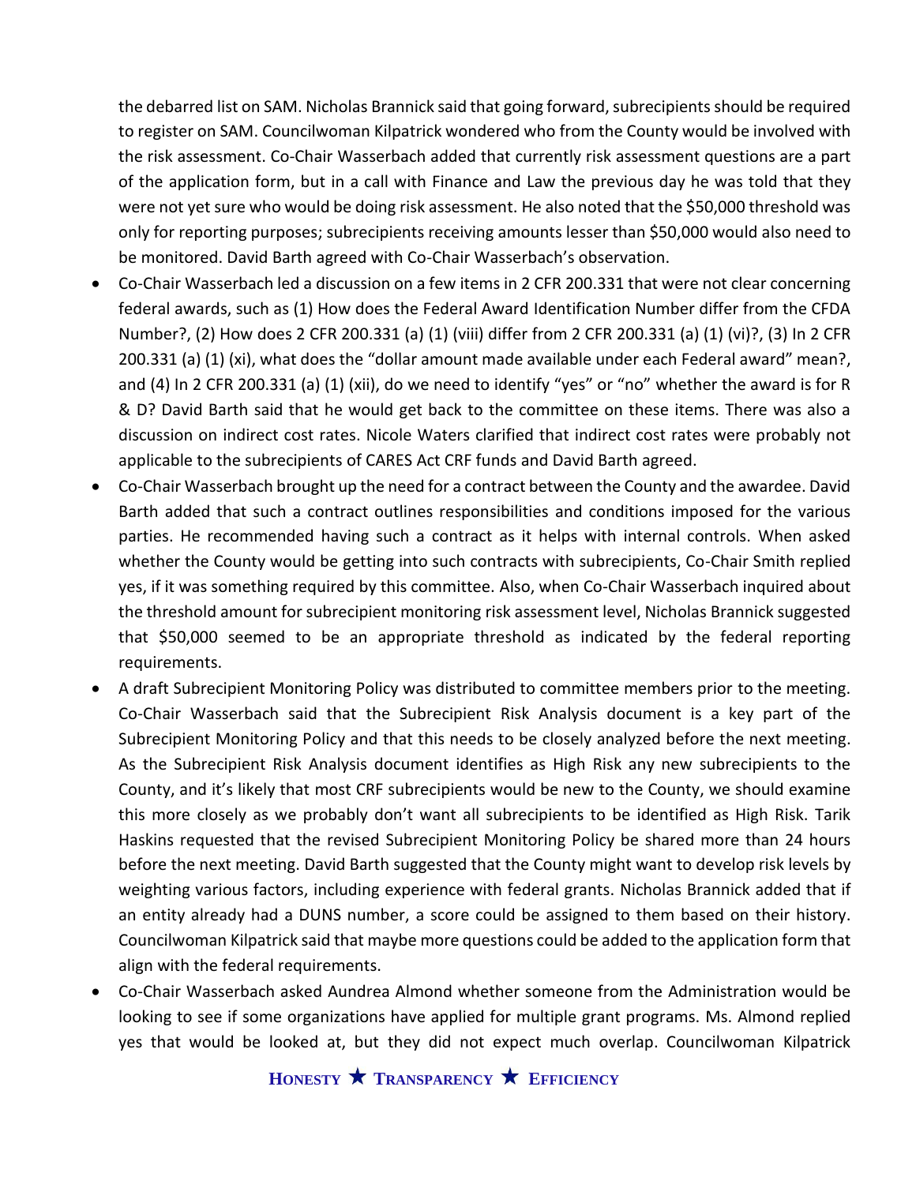the debarred list on SAM. Nicholas Brannick said that going forward, subrecipients should be required to register on SAM. Councilwoman Kilpatrick wondered who from the County would be involved with the risk assessment. Co-Chair Wasserbach added that currently risk assessment questions are a part of the application form, but in a call with Finance and Law the previous day he was told that they were not yet sure who would be doing risk assessment. He also noted that the $50,000 threshold was only for reporting purposes; subrecipients receiving amounts lesser than $50,000 would also need to be monitored. David Barth agreed with Co-Chair Wasserbach's observation.

- Co-Chair Wasserbach led a discussion on a few items in 2 CFR 200.331 that were not clear concerning federal awards, such as (1) How does the Federal Award Identification Number differ from the CFDA Number?, (2) How does 2 CFR 200.331 (a) (1) (viii) differ from 2 CFR 200.331 (a) (1) (vi)?, (3) In 2 CFR 200.331 (a) (1) (xi), what does the "dollar amount made available under each Federal award" mean?, and (4) In 2 CFR 200.331 (a) (1) (xii), do we need to identify "yes" or "no" whether the award is for R & D? David Barth said that he would get back to the committee on these items. There was also a discussion on indirect cost rates. Nicole Waters clarified that indirect cost rates were probably not applicable to the subrecipients of CARES Act CRF funds and David Barth agreed.
- Co-Chair Wasserbach brought up the need for a contract between the County and the awardee. David Barth added that such a contract outlines responsibilities and conditions imposed for the various parties. He recommended having such a contract as it helps with internal controls. When asked whether the County would be getting into such contracts with subrecipients, Co-Chair Smith replied yes, if it was something required by this committee. Also, when Co-Chair Wasserbach inquired about the threshold amount for subrecipient monitoring risk assessment level, Nicholas Brannick suggested that $50,000 seemed to be an appropriate threshold as indicated by the federal reporting requirements.
- A draft Subrecipient Monitoring Policy was distributed to committee members prior to the meeting. Co-Chair Wasserbach said that the Subrecipient Risk Analysis document is a key part of the Subrecipient Monitoring Policy and that this needs to be closely analyzed before the next meeting. As the Subrecipient Risk Analysis document identifies as High Risk any new subrecipients to the County, and it's likely that most CRF subrecipients would be new to the County, we should examine this more closely as we probably don't want all subrecipients to be identified as High Risk. Tarik Haskins requested that the revised Subrecipient Monitoring Policy be shared more than 24 hours before the next meeting. David Barth suggested that the County might want to develop risk levels by weighting various factors, including experience with federal grants. Nicholas Brannick added that if an entity already had a DUNS number, a score could be assigned to them based on their history. Councilwoman Kilpatrick said that maybe more questions could be added to the application form that align with the federal requirements.
- Co-Chair Wasserbach asked Aundrea Almond whether someone from the Administration would be looking to see if some organizations have applied for multiple grant programs. Ms. Almond replied yes that would be looked at, but they did not expect much overlap. Councilwoman Kilpatrick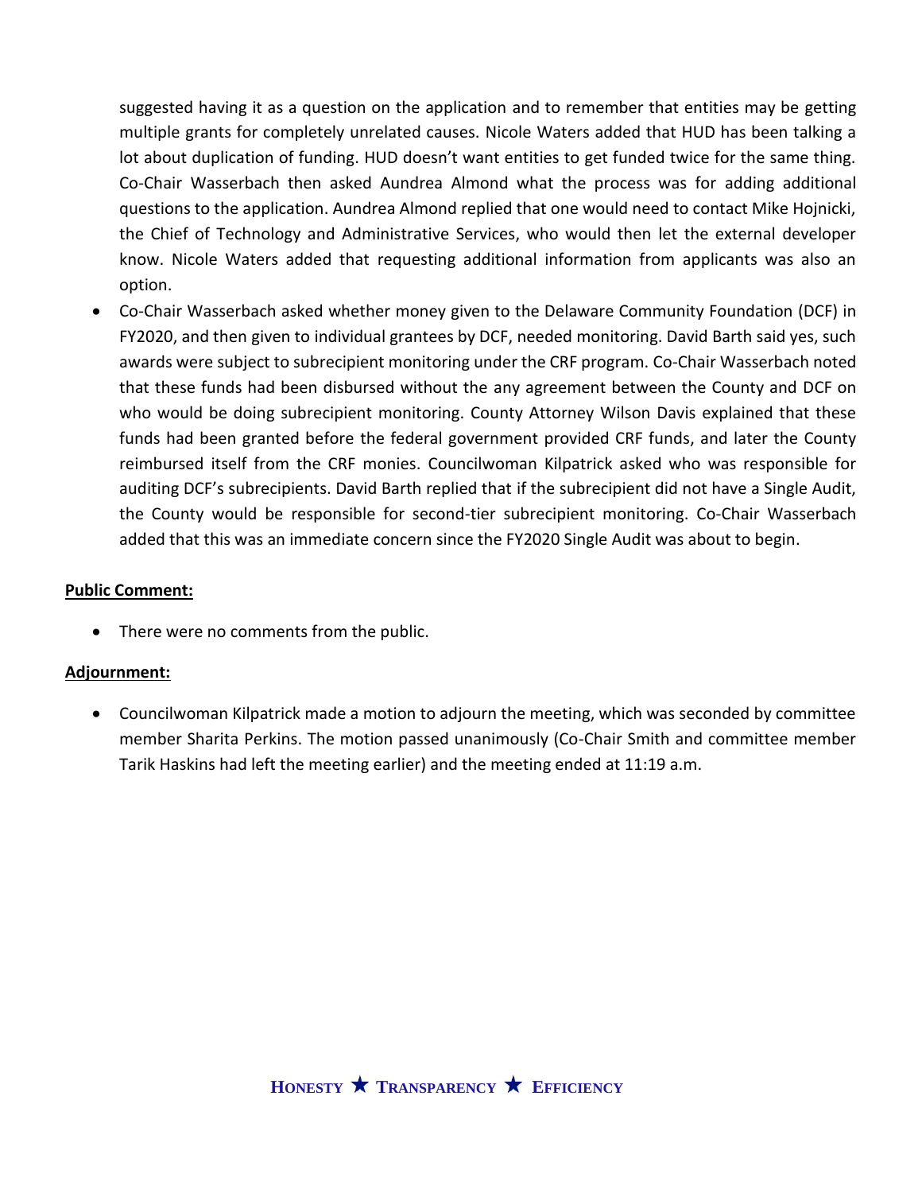suggested having it as a question on the application and to remember that entities may be getting multiple grants for completely unrelated causes. Nicole Waters added that HUD has been talking a lot about duplication of funding. HUD doesn't want entities to get funded twice for the same thing. Co-Chair Wasserbach then asked Aundrea Almond what the process was for adding additional questions to the application. Aundrea Almond replied that one would need to contact Mike Hojnicki, the Chief of Technology and Administrative Services, who would then let the external developer know. Nicole Waters added that requesting additional information from applicants was also an option.

- Co-Chair Wasserbach asked whether money given to the Delaware Community Foundation (DCF) in FY2020, and then given to individual grantees by DCF, needed monitoring. David Barth said yes, such awards were subject to subrecipient monitoring under the CRF program. Co-Chair Wasserbach noted that these funds had been disbursed without the any agreement between the County and DCF on who would be doing subrecipient monitoring. County Attorney Wilson Davis explained that these funds had been granted before the federal government provided CRF funds, and later the County reimbursed itself from the CRF monies. Councilwoman Kilpatrick asked who was responsible for auditing DCF's subrecipients. David Barth replied that if the subrecipient did not have a Single Audit, the County would be responsible for second-tier subrecipient monitoring. Co-Chair Wasserbach added that this was an immediate concern since the FY2020 Single Audit was about to begin.

**Public Comment:**

- There were no comments from the public.

**Adjournment:**

- Councilwoman Kilpatrick made a motion to adjourn the meeting, which was seconded by committee member Sharita Perkins. The motion passed unanimously (Co-Chair Smith and committee member Tarik Haskins had left the meeting earlier) and the meeting ended at 11:19 a.m.

**HONESTY ★ TRANSPARENCY ★ EFFICIENCY**